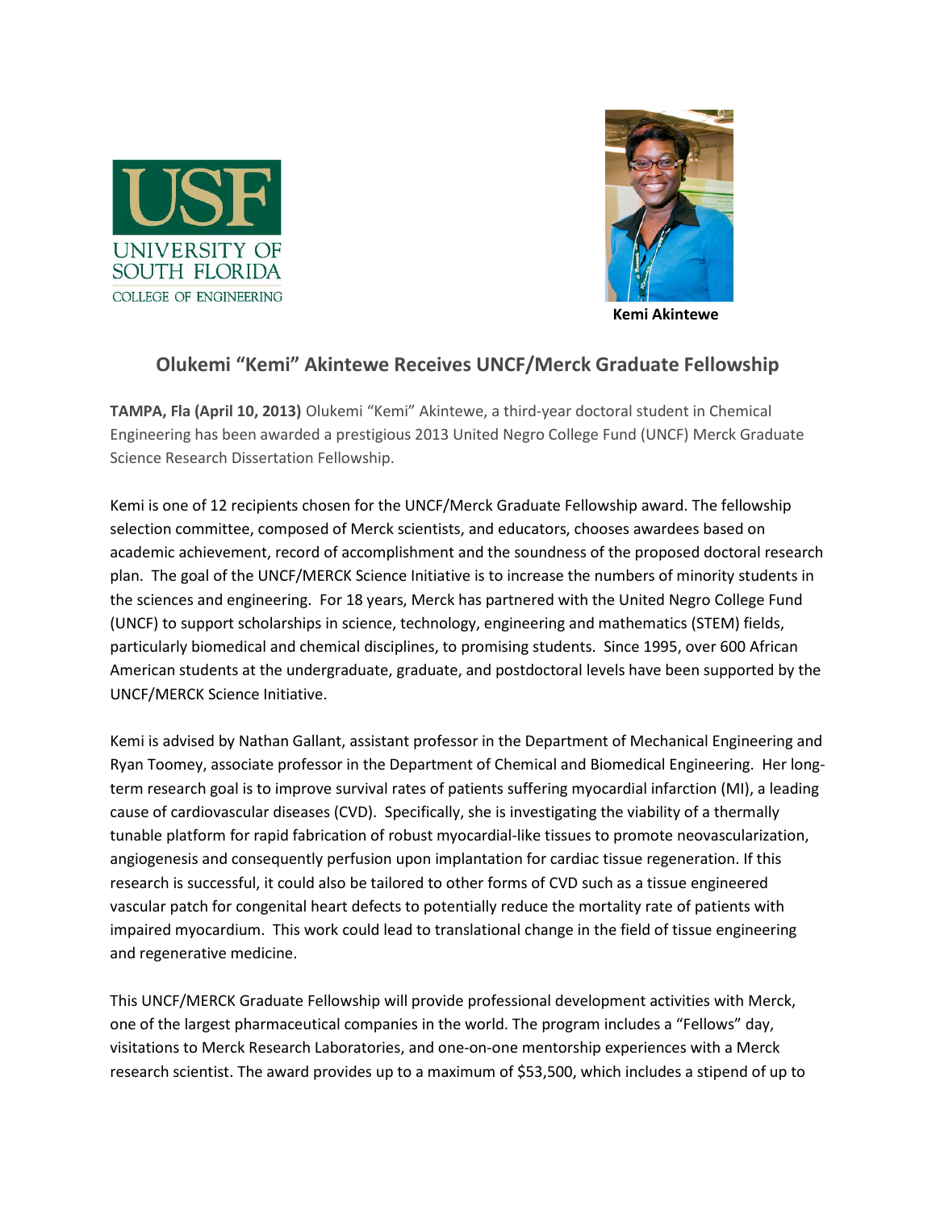USF
UNIVERSITY OF SOUTH FLORIDA
COLLEGE OF ENGINEERING

**Kemi Akintewe**

## Olukemi "Kemi" Akintewe Receives UNCF/Merck Graduate Fellowship

**TAMPA, Fla (April 10, 2013)** Olukemi "Kemi" Akintewe, a third-year doctoral student in Chemical Engineering has been awarded a prestigious 2013 United Negro College Fund (UNCF) Merck Graduate Science Research Dissertation Fellowship.

Kemi is one of 12 recipients chosen for the UNCF/Merck Graduate Fellowship award. The fellowship selection committee, composed of Merck scientists, and educators, chooses awardees based on academic achievement, record of accomplishment and the soundness of the proposed doctoral research plan. The goal of the UNCF/MERCK Science Initiative is to increase the numbers of minority students in the sciences and engineering. For 18 years, Merck has partnered with the United Negro College Fund (UNCF) to support scholarships in science, technology, engineering and mathematics (STEM) fields, particularly biomedical and chemical disciplines, to promising students. Since 1995, over 600 African American students at the undergraduate, graduate, and postdoctoral levels have been supported by the UNCF/MERCK Science Initiative.

Kemi is advised by Nathan Gallant, assistant professor in the Department of Mechanical Engineering and Ryan Toomey, associate professor in the Department of Chemical and Biomedical Engineering. Her long-term research goal is to improve survival rates of patients suffering myocardial infarction (MI), a leading cause of cardiovascular diseases (CVD). Specifically, she is investigating the viability of a thermally tunable platform for rapid fabrication of robust myocardial-like tissues to promote neovascularization, angiogenesis and consequently perfusion upon implantation for cardiac tissue regeneration. If this research is successful, it could also be tailored to other forms of CVD such as a tissue engineered vascular patch for congenital heart defects to potentially reduce the mortality rate of patients with impaired myocardium. This work could lead to translational change in the field of tissue engineering and regenerative medicine.

This UNCF/MERCK Graduate Fellowship will provide professional development activities with Merck, one of the largest pharmaceutical companies in the world. The program includes a "Fellows" day, visitations to Merck Research Laboratories, and one-on-one mentorship experiences with a Merck research scientist. The award provides up to a maximum of $53,500, which includes a stipend of up to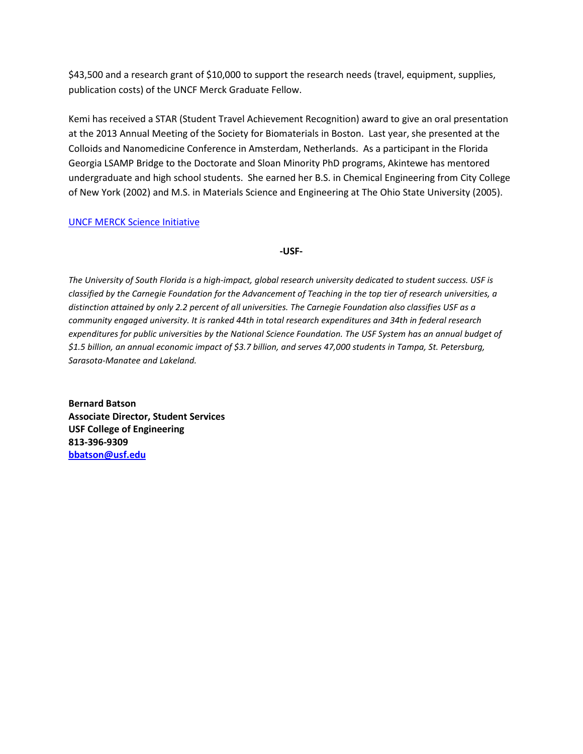$43,500 and a research grant of $10,000 to support the research needs (travel, equipment, supplies, publication costs) of the UNCF Merck Graduate Fellow.

Kemi has received a STAR (Student Travel Achievement Recognition) award to give an oral presentation at the 2013 Annual Meeting of the Society for Biomaterials in Boston. Last year, she presented at the Colloids and Nanomedicine Conference in Amsterdam, Netherlands. As a participant in the Florida Georgia LSAMP Bridge to the Doctorate and Sloan Minority PhD programs, Akintewe has mentored undergraduate and high school students. She earned her B.S. in Chemical Engineering from City College of New York (2002) and M.S. in Materials Science and Engineering at The Ohio State University (2005).

UNCF MERCK Science Initiative

**-USF-**

*The University of South Florida is a high-impact, global research university dedicated to student success. USF is classified by the Carnegie Foundation for the Advancement of Teaching in the top tier of research universities, a distinction attained by only 2.2 percent of all universities. The Carnegie Foundation also classifies USF as a community engaged university. It is ranked 44th in total research expenditures and 34th in federal research expenditures for public universities by the National Science Foundation. The USF System has an annual budget of $1.5 billion, an annual economic impact of $3.7 billion, and serves 47,000 students in Tampa, St. Petersburg, Sarasota-Manatee and Lakeland.*

**Bernard Batson**
**Associate Director, Student Services**
**USF College of Engineering**
**813-396-9309**
**bbatson@usf.edu**